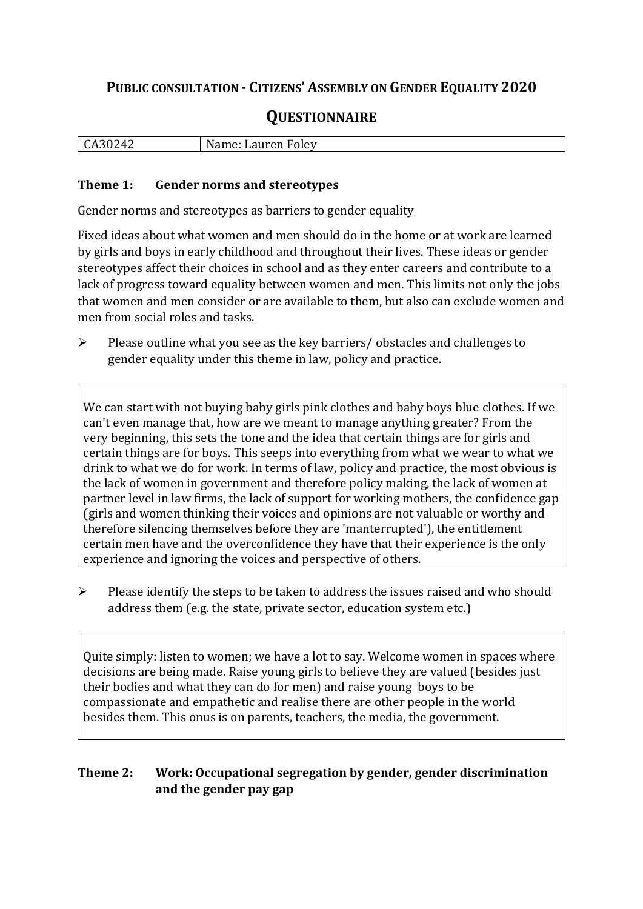# PUBLIC CONSULTATION - CITIZENS' ASSEMBLY ON GENDER EQUALITY 2020

## QUESTIONNAIRE

| CA30242 | Name: Lauren Foley |
|---|---|

### Theme 1: Gender norms and stereotypes

Gender norms and stereotypes as barriers to gender equality

Fixed ideas about what women and men should do in the home or at work are learned by girls and boys in early childhood and throughout their lives. These ideas or gender stereotypes affect their choices in school and as they enter careers and contribute to a lack of progress toward equality between women and men. This limits not only the jobs that women and men consider or are available to them, but also can exclude women and men from social roles and tasks.

- Please outline what you see as the key barriers/ obstacles and challenges to gender equality under this theme in law, policy and practice.

We can start with not buying baby girls pink clothes and baby boys blue clothes. If we can't even manage that, how are we meant to manage anything greater? From the very beginning, this sets the tone and the idea that certain things are for girls and certain things are for boys. This seeps into everything from what we wear to what we drink to what we do for work. In terms of law, policy and practice, the most obvious is the lack of women in government and therefore policy making, the lack of women at partner level in law firms, the lack of support for working mothers, the confidence gap (girls and women thinking their voices and opinions are not valuable or worthy and therefore silencing themselves before they are 'manterrupted'), the entitlement certain men have and the overconfidence they have that their experience is the only experience and ignoring the voices and perspective of others.

- Please identify the steps to be taken to address the issues raised and who should address them (e.g. the state, private sector, education system etc.)

Quite simply: listen to women; we have a lot to say. Welcome women in spaces where decisions are being made. Raise young girls to believe they are valued (besides just their bodies and what they can do for men) and raise young boys to be compassionate and empathetic and realise there are other people in the world besides them. This onus is on parents, teachers, the media, the government.

### Theme 2: Work: Occupational segregation by gender, gender discrimination and the gender pay gap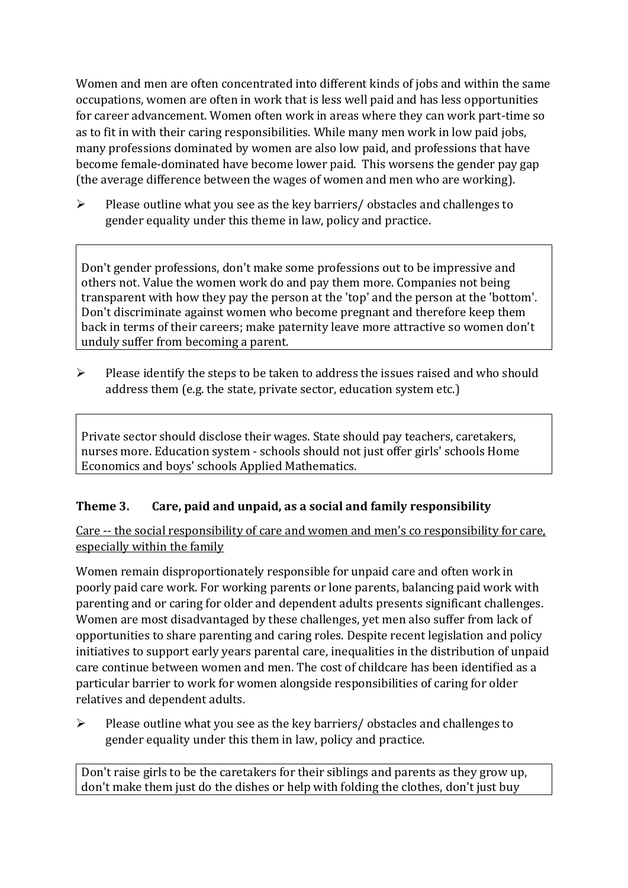Women and men are often concentrated into different kinds of jobs and within the same occupations, women are often in work that is less well paid and has less opportunities for career advancement. Women often work in areas where they can work part-time so as to fit in with their caring responsibilities. While many men work in low paid jobs, many professions dominated by women are also low paid, and professions that have become female-dominated have become lower paid. This worsens the gender pay gap (the average difference between the wages of women and men who are working).

- Please outline what you see as the key barriers/ obstacles and challenges to gender equality under this theme in law, policy and practice.

> Don't gender professions, don't make some professions out to be impressive and others not. Value the women work do and pay them more. Companies not being transparent with how they pay the person at the 'top' and the person at the 'bottom'. Don't discriminate against women who become pregnant and therefore keep them back in terms of their careers; make paternity leave more attractive so women don't unduly suffer from becoming a parent.

- Please identify the steps to be taken to address the issues raised and who should address them (e.g. the state, private sector, education system etc.)

> Private sector should disclose their wages. State should pay teachers, caretakers, nurses more. Education system - schools should not just offer girls' schools Home Economics and boys' schools Applied Mathematics.

### Theme 3. Care, paid and unpaid, as a social and family responsibility

<u>Care -- the social responsibility of care and women and men's co responsibility for care, especially within the family</u>

Women remain disproportionately responsible for unpaid care and often work in poorly paid care work. For working parents or lone parents, balancing paid work with parenting and or caring for older and dependent adults presents significant challenges. Women are most disadvantaged by these challenges, yet men also suffer from lack of opportunities to share parenting and caring roles. Despite recent legislation and policy initiatives to support early years parental care, inequalities in the distribution of unpaid care continue between women and men. The cost of childcare has been identified as a particular barrier to work for women alongside responsibilities of caring for older relatives and dependent adults.

- Please outline what you see as the key barriers/ obstacles and challenges to gender equality under this them in law, policy and practice.

> Don't raise girls to be the caretakers for their siblings and parents as they grow up, don't make them just do the dishes or help with folding the clothes, don't just buy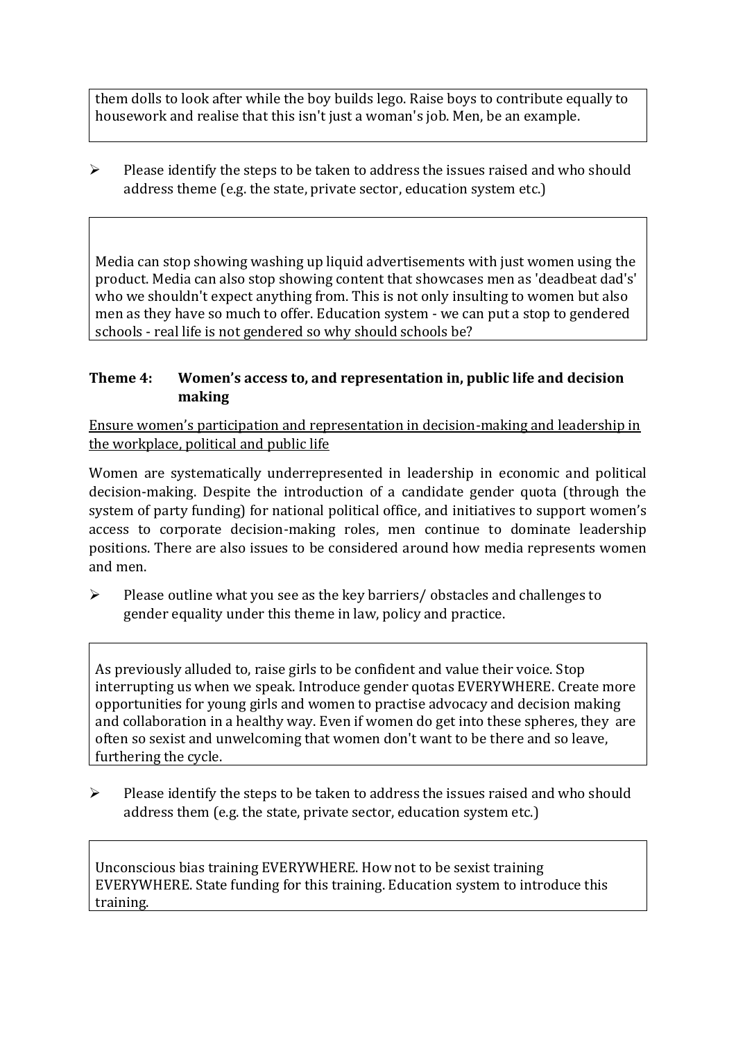them dolls to look after while the boy builds lego. Raise boys to contribute equally to housework and realise that this isn't just a woman's job. Men, be an example.

➢ Please identify the steps to be taken to address the issues raised and who should address theme (e.g. the state, private sector, education system etc.)

Media can stop showing washing up liquid advertisements with just women using the product. Media can also stop showing content that showcases men as 'deadbeat dad's' who we shouldn't expect anything from. This is not only insulting to women but also men as they have so much to offer. Education system - we can put a stop to gendered schools - real life is not gendered so why should schools be?

## Theme 4: Women's access to, and representation in, public life and decision making

<u>Ensure women's participation and representation in decision-making and leadership in the workplace, political and public life</u>

Women are systematically underrepresented in leadership in economic and political decision-making. Despite the introduction of a candidate gender quota (through the system of party funding) for national political office, and initiatives to support women's access to corporate decision-making roles, men continue to dominate leadership positions. There are also issues to be considered around how media represents women and men.

➢ Please outline what you see as the key barriers/ obstacles and challenges to gender equality under this theme in law, policy and practice.

As previously alluded to, raise girls to be confident and value their voice. Stop interrupting us when we speak. Introduce gender quotas EVERYWHERE. Create more opportunities for young girls and women to practise advocacy and decision making and collaboration in a healthy way. Even if women do get into these spheres, they are often so sexist and unwelcoming that women don't want to be there and so leave, furthering the cycle.

➢ Please identify the steps to be taken to address the issues raised and who should address them (e.g. the state, private sector, education system etc.)

Unconscious bias training EVERYWHERE. How not to be sexist training EVERYWHERE. State funding for this training. Education system to introduce this training.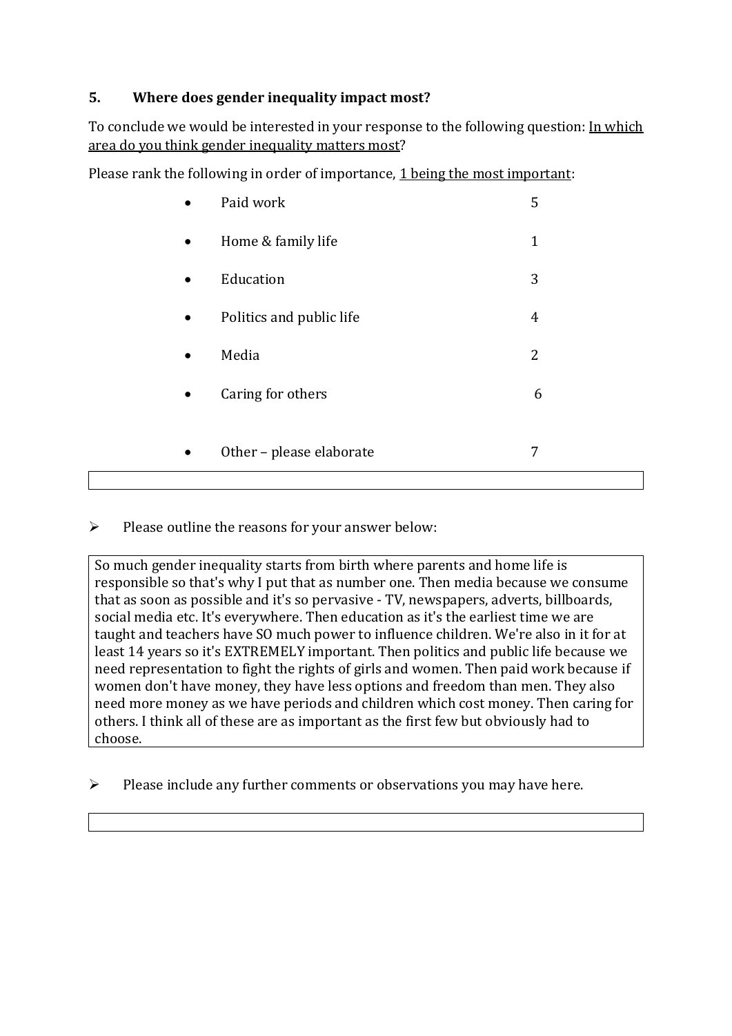## 5. Where does gender inequality impact most?

To conclude we would be interested in your response to the following question: <u>In which area do you think gender inequality matters most</u>?

Please rank the following in order of importance, <u>1 being the most important</u>:

| | |
|---|---|
| • Paid work | 5 |
| • Home & family life | 1 |
| • Education | 3 |
| • Politics and public life | 4 |
| • Media | 2 |
| • Caring for others | 6 |
| • Other – please elaborate | 7 |

➢ Please outline the reasons for your answer below:

So much gender inequality starts from birth where parents and home life is responsible so that's why I put that as number one. Then media because we consume that as soon as possible and it's so pervasive - TV, newspapers, adverts, billboards, social media etc. It's everywhere. Then education as it's the earliest time we are taught and teachers have SO much power to influence children. We're also in it for at least 14 years so it's EXTREMELY important. Then politics and public life because we need representation to fight the rights of girls and women. Then paid work because if women don't have money, they have less options and freedom than men. They also need more money as we have periods and children which cost money. Then caring for others. I think all of these are as important as the first few but obviously had to choose.

➢ Please include any further comments or observations you may have here.